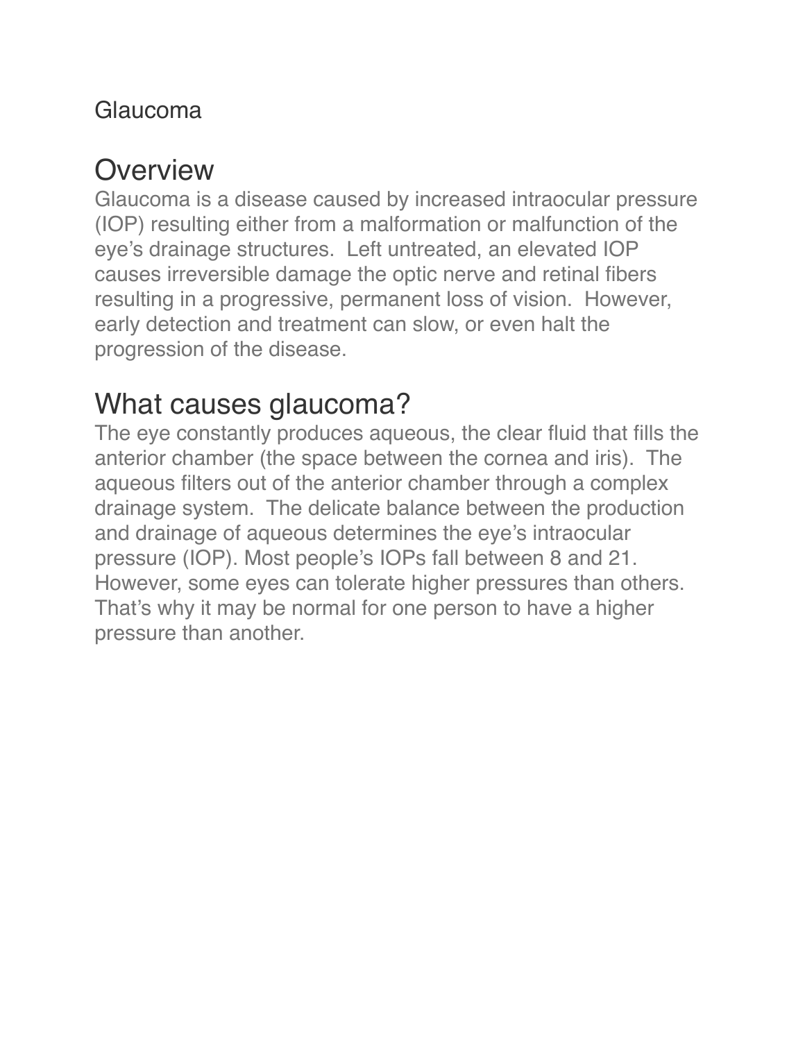Glaucoma

## Overview

Glaucoma is a disease caused by increased intraocular pressure (IOP) resulting either from a malformation or malfunction of the eye's drainage structures.  Left untreated, an elevated IOP causes irreversible damage the optic nerve and retinal fibers resulting in a progressive, permanent loss of vision.  However, early detection and treatment can slow, or even halt the progression of the disease.

## What causes glaucoma?

The eye constantly produces aqueous, the clear fluid that fills the anterior chamber (the space between the cornea and iris).  The aqueous filters out of the anterior chamber through a complex drainage system.  The delicate balance between the production and drainage of aqueous determines the eye's intraocular pressure (IOP). Most people's IOPs fall between 8 and 21. However, some eyes can tolerate higher pressures than others. That's why it may be normal for one person to have a higher pressure than another.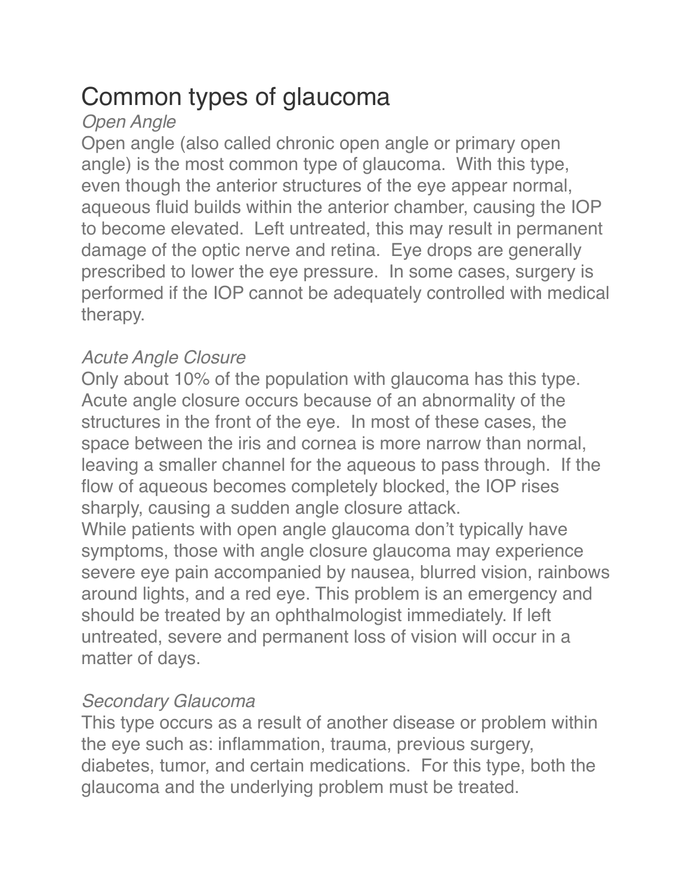# Common types of glaucoma

*Open Angle*

Open angle (also called chronic open angle or primary open angle) is the most common type of glaucoma. With this type, even though the anterior structures of the eye appear normal, aqueous fluid builds within the anterior chamber, causing the IOP to become elevated. Left untreated, this may result in permanent damage of the optic nerve and retina. Eye drops are generally prescribed to lower the eye pressure. In some cases, surgery is performed if the IOP cannot be adequately controlled with medical therapy.

*Acute Angle Closure*

Only about 10% of the population with glaucoma has this type. Acute angle closure occurs because of an abnormality of the structures in the front of the eye. In most of these cases, the space between the iris and cornea is more narrow than normal, leaving a smaller channel for the aqueous to pass through. If the flow of aqueous becomes completely blocked, the IOP rises sharply, causing a sudden angle closure attack.

While patients with open angle glaucoma don't typically have symptoms, those with angle closure glaucoma may experience severe eye pain accompanied by nausea, blurred vision, rainbows around lights, and a red eye. This problem is an emergency and should be treated by an ophthalmologist immediately. If left untreated, severe and permanent loss of vision will occur in a matter of days.

*Secondary Glaucoma*

This type occurs as a result of another disease or problem within the eye such as: inflammation, trauma, previous surgery, diabetes, tumor, and certain medications. For this type, both the glaucoma and the underlying problem must be treated.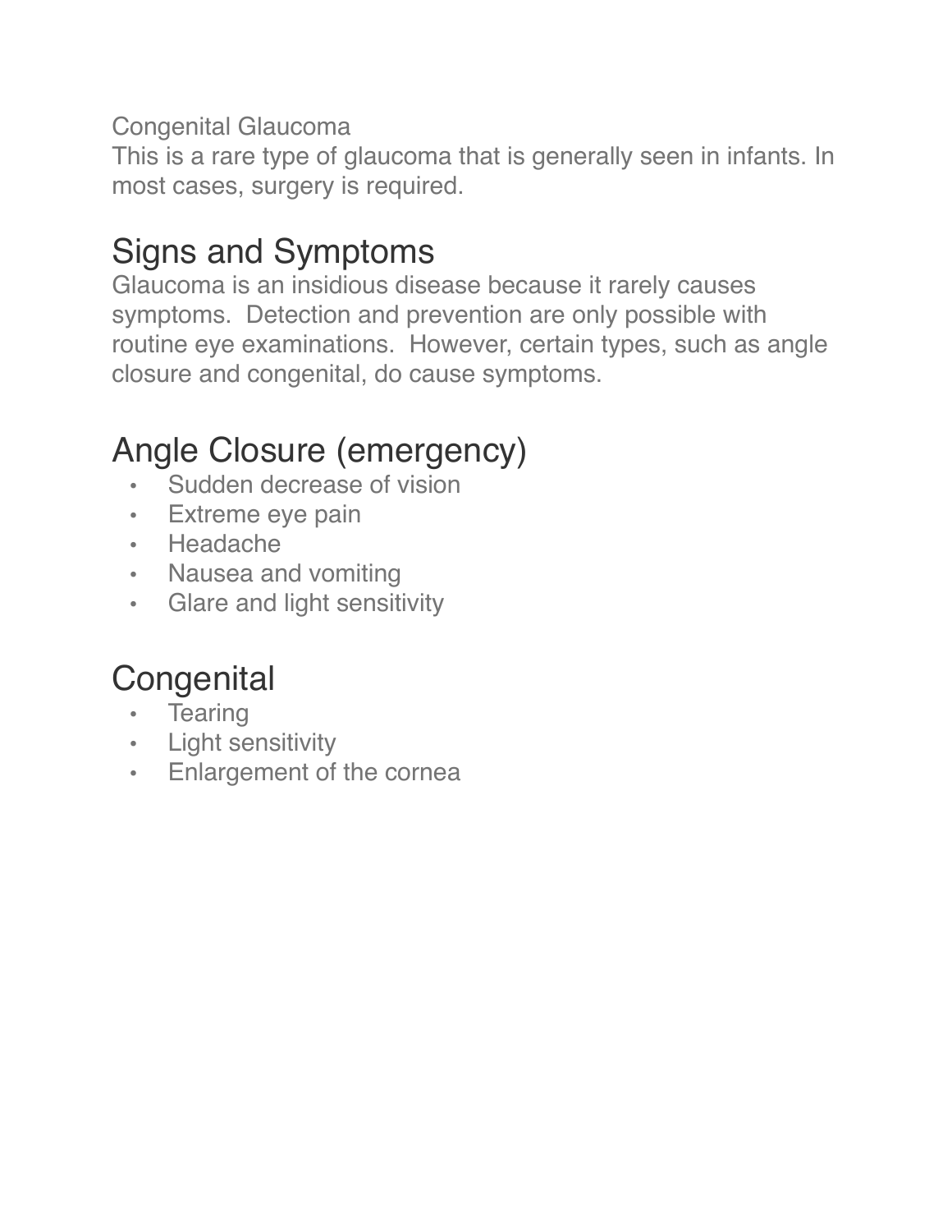Congenital Glaucoma

This is a rare type of glaucoma that is generally seen in infants. In most cases, surgery is required.

## Signs and Symptoms

Glaucoma is an insidious disease because it rarely causes symptoms. Detection and prevention are only possible with routine eye examinations. However, certain types, such as angle closure and congenital, do cause symptoms.

## Angle Closure (emergency)

- Sudden decrease of vision
- Extreme eye pain
- Headache
- Nausea and vomiting
- Glare and light sensitivity

## Congenital

- Tearing
- Light sensitivity
- Enlargement of the cornea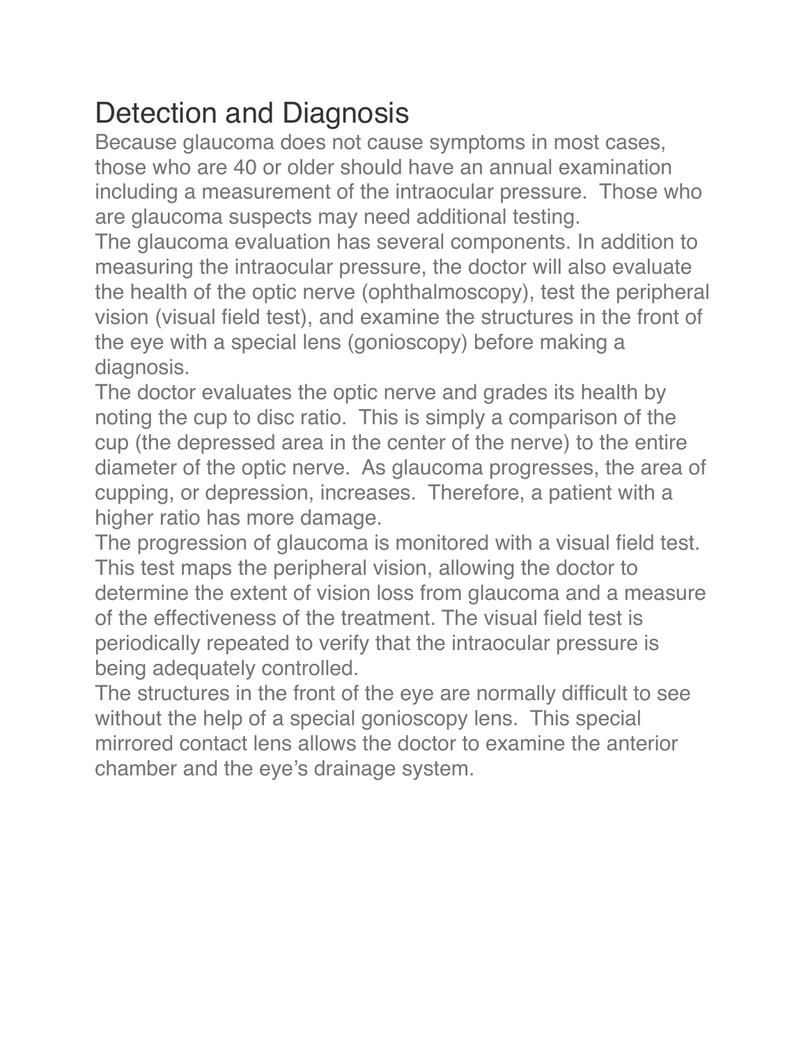# Detection and Diagnosis

Because glaucoma does not cause symptoms in most cases, those who are 40 or older should have an annual examination including a measurement of the intraocular pressure. Those who are glaucoma suspects may need additional testing.

The glaucoma evaluation has several components. In addition to measuring the intraocular pressure, the doctor will also evaluate the health of the optic nerve (ophthalmoscopy), test the peripheral vision (visual field test), and examine the structures in the front of the eye with a special lens (gonioscopy) before making a diagnosis.

The doctor evaluates the optic nerve and grades its health by noting the cup to disc ratio. This is simply a comparison of the cup (the depressed area in the center of the nerve) to the entire diameter of the optic nerve. As glaucoma progresses, the area of cupping, or depression, increases. Therefore, a patient with a higher ratio has more damage.

The progression of glaucoma is monitored with a visual field test. This test maps the peripheral vision, allowing the doctor to determine the extent of vision loss from glaucoma and a measure of the effectiveness of the treatment. The visual field test is periodically repeated to verify that the intraocular pressure is being adequately controlled.

The structures in the front of the eye are normally difficult to see without the help of a special gonioscopy lens. This special mirrored contact lens allows the doctor to examine the anterior chamber and the eye's drainage system.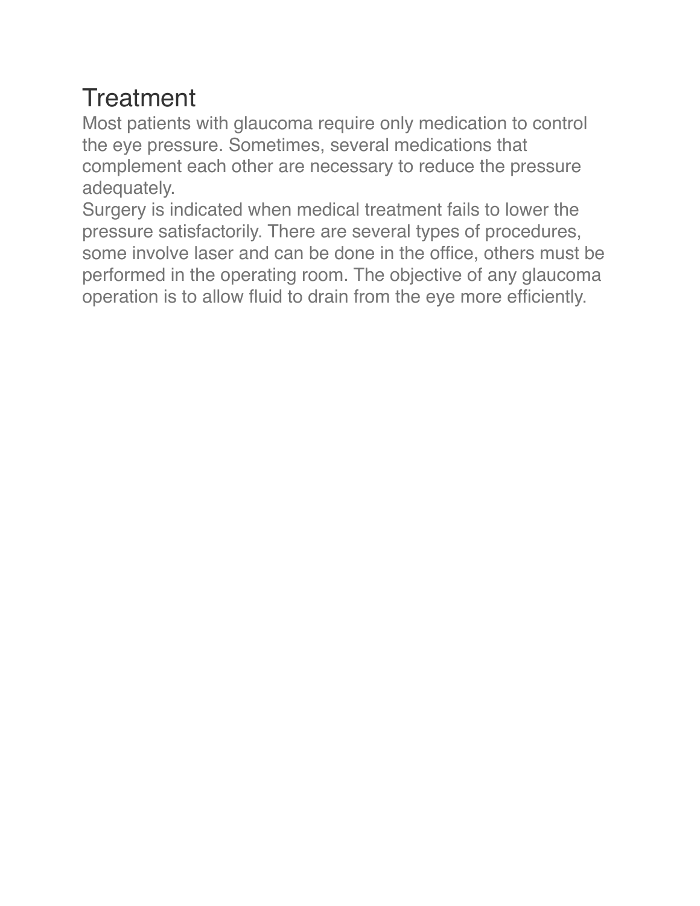## Treatment

Most patients with glaucoma require only medication to control the eye pressure. Sometimes, several medications that complement each other are necessary to reduce the pressure adequately.

Surgery is indicated when medical treatment fails to lower the pressure satisfactorily. There are several types of procedures, some involve laser and can be done in the office, others must be performed in the operating room. The objective of any glaucoma operation is to allow fluid to drain from the eye more efficiently.